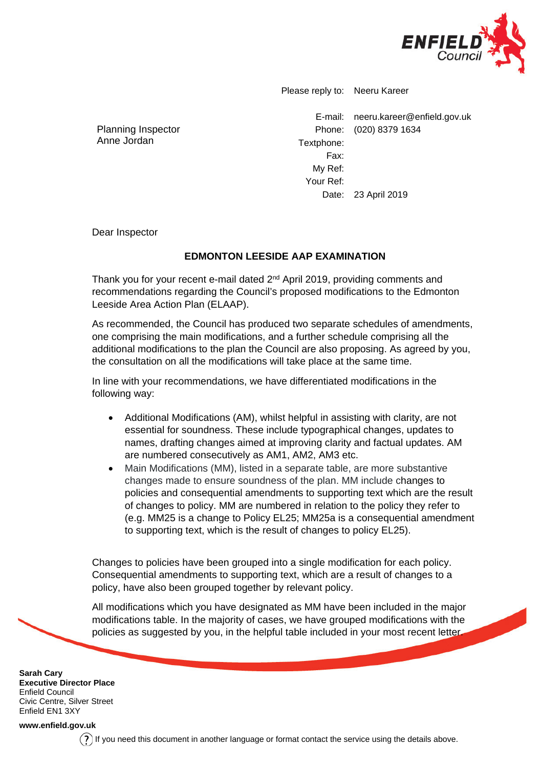Please reply to: Neeru Kareer

Planning Inspector
Anne Jordan

E-mail: neeru.kareer@enfield.gov.uk
Phone: (020) 8379 1634
Textphone:
Fax:
My Ref:
Your Ref:
Date: 23 April 2019

Dear Inspector

**EDMONTON LEESIDE AAP EXAMINATION**

Thank you for your recent e-mail dated 2nd April 2019, providing comments and recommendations regarding the Council's proposed modifications to the Edmonton Leeside Area Action Plan (ELAAP).

As recommended, the Council has produced two separate schedules of amendments, one comprising the main modifications, and a further schedule comprising all the additional modifications to the plan the Council are also proposing. As agreed by you, the consultation on all the modifications will take place at the same time.

In line with your recommendations, we have differentiated modifications in the following way:

- Additional Modifications (AM), whilst helpful in assisting with clarity, are not essential for soundness. These include typographical changes, updates to names, drafting changes aimed at improving clarity and factual updates. AM are numbered consecutively as AM1, AM2, AM3 etc.
- Main Modifications (MM), listed in a separate table, are more substantive changes made to ensure soundness of the plan. MM include changes to policies and consequential amendments to supporting text which are the result of changes to policy. MM are numbered in relation to the policy they refer to (e.g. MM25 is a change to Policy EL25; MM25a is a consequential amendment to supporting text, which is the result of changes to policy EL25).

Changes to policies have been grouped into a single modification for each policy. Consequential amendments to supporting text, which are a result of changes to a policy, have also been grouped together by relevant policy.

All modifications which you have designated as MM have been included in the major modifications table. In the majority of cases, we have grouped modifications with the policies as suggested by you, in the helpful table included in your most recent letter.

**Sarah Cary**
**Executive Director Place**
Enfield Council
Civic Centre, Silver Street
Enfield EN1 3XY

**www.enfield.gov.uk**

If you need this document in another language or format contact the service using the details above.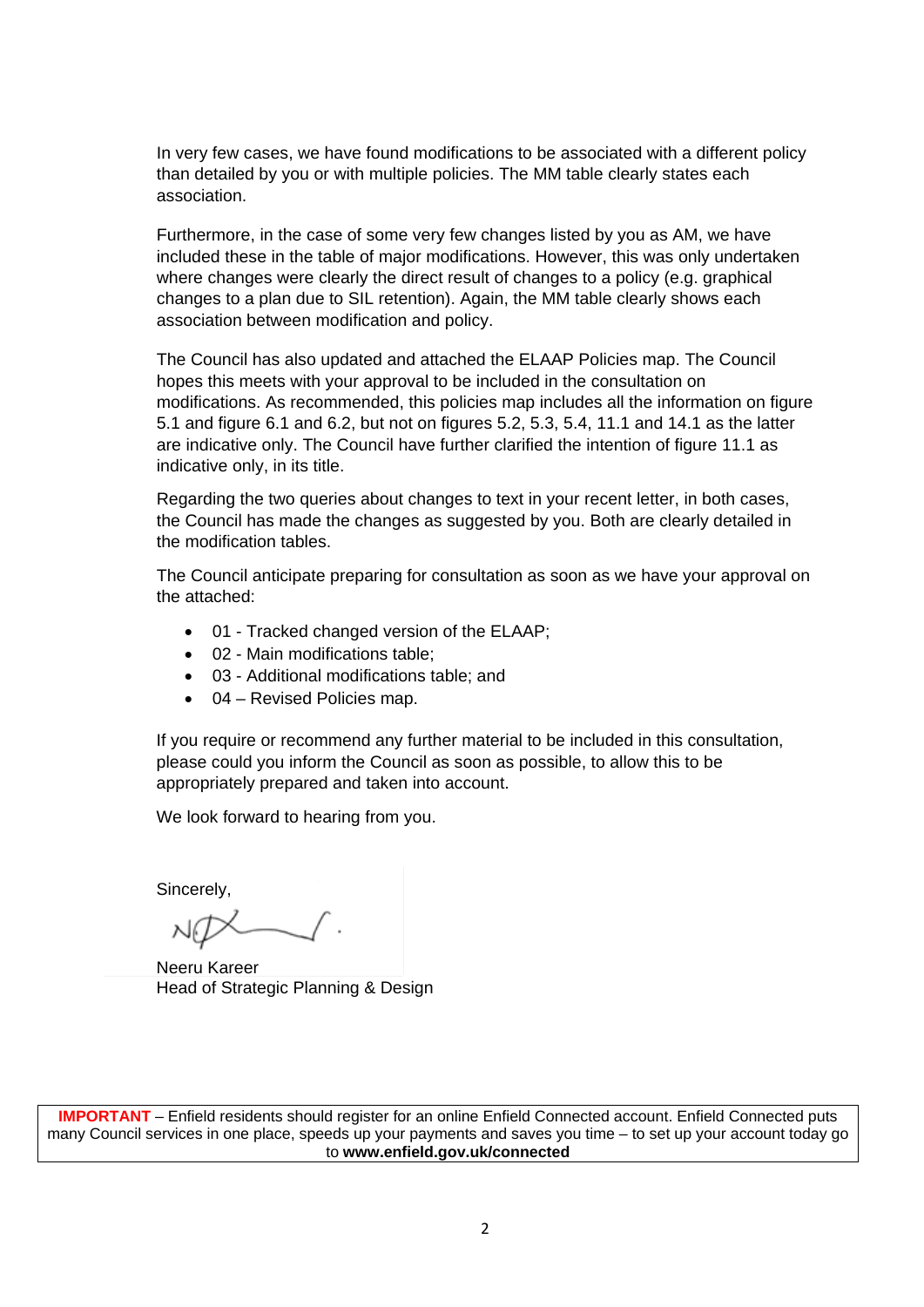In very few cases, we have found modifications to be associated with a different policy than detailed by you or with multiple policies. The MM table clearly states each association.

Furthermore, in the case of some very few changes listed by you as AM, we have included these in the table of major modifications. However, this was only undertaken where changes were clearly the direct result of changes to a policy (e.g. graphical changes to a plan due to SIL retention). Again, the MM table clearly shows each association between modification and policy.

The Council has also updated and attached the ELAAP Policies map. The Council hopes this meets with your approval to be included in the consultation on modifications. As recommended, this policies map includes all the information on figure 5.1 and figure 6.1 and 6.2, but not on figures 5.2, 5.3, 5.4, 11.1 and 14.1 as the latter are indicative only. The Council have further clarified the intention of figure 11.1 as indicative only, in its title.

Regarding the two queries about changes to text in your recent letter, in both cases, the Council has made the changes as suggested by you. Both are clearly detailed in the modification tables.

The Council anticipate preparing for consultation as soon as we have your approval on the attached:

- 01 - Tracked changed version of the ELAAP;
- 02 - Main modifications table;
- 03 - Additional modifications table; and
- 04 – Revised Policies map.

If you require or recommend any further material to be included in this consultation, please could you inform the Council as soon as possible, to allow this to be appropriately prepared and taken into account.

We look forward to hearing from you.

Sincerely,

Neeru Kareer
Head of Strategic Planning & Design

**IMPORTANT** – Enfield residents should register for an online Enfield Connected account. Enfield Connected puts many Council services in one place, speeds up your payments and saves you time – to set up your account today go to **www.enfield.gov.uk/connected**